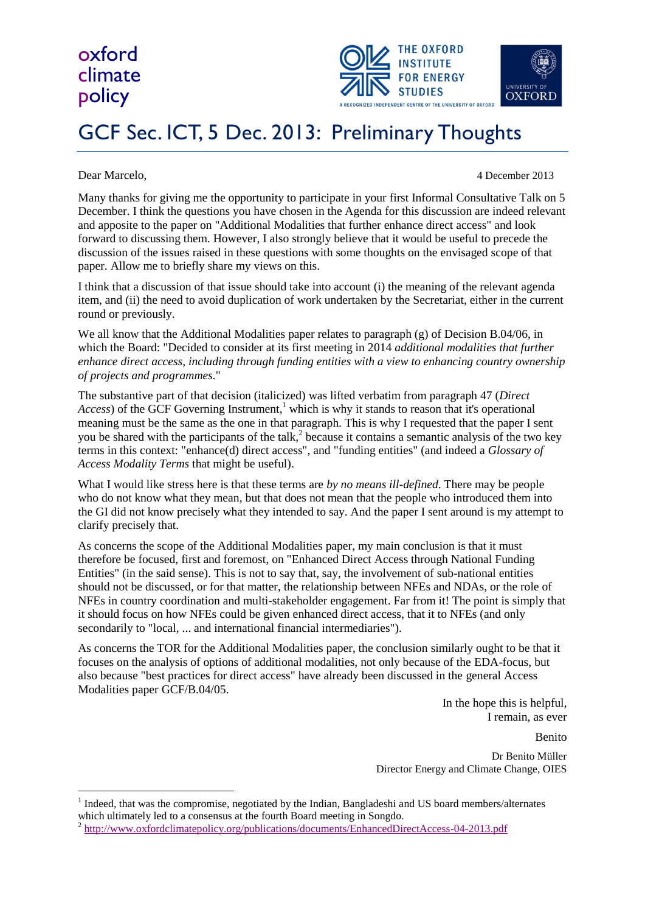oxford climate policy

THE OXFORD INSTITUTE FOR ENERGY STUDIES

A RECOGNIZED INDEPENDENT CENTRE OF THE UNIVERSITY OF OXFORD

UNIVERSITY OF OXFORD

# GCF Sec. ICT, 5 Dec. 2013: Preliminary Thoughts

Dear Marcelo,

4 December 2013

Many thanks for giving me the opportunity to participate in your first Informal Consultative Talk on 5 December. I think the questions you have chosen in the Agenda for this discussion are indeed relevant and apposite to the paper on "Additional Modalities that further enhance direct access" and look forward to discussing them. However, I also strongly believe that it would be useful to precede the discussion of the issues raised in these questions with some thoughts on the envisaged scope of that paper. Allow me to briefly share my views on this.

I think that a discussion of that issue should take into account (i) the meaning of the relevant agenda item, and (ii) the need to avoid duplication of work undertaken by the Secretariat, either in the current round or previously.

We all know that the Additional Modalities paper relates to paragraph (g) of Decision B.04/06, in which the Board: "Decided to consider at its first meeting in 2014 *additional modalities that further enhance direct access, including through funding entities with a view to enhancing country ownership of projects and programmes*."

The substantive part of that decision (italicized) was lifted verbatim from paragraph 47 (*Direct Access*) of the GCF Governing Instrument,[1] which is why it stands to reason that it's operational meaning must be the same as the one in that paragraph. This is why I requested that the paper I sent you be shared with the participants of the talk,[2] because it contains a semantic analysis of the two key terms in this context: "enhance(d) direct access", and "funding entities" (and indeed a *Glossary of Access Modality Terms* that might be useful).

What I would like stress here is that these terms are *by no means ill-defined*. There may be people who do not know what they mean, but that does not mean that the people who introduced them into the GI did not know precisely what they intended to say. And the paper I sent around is my attempt to clarify precisely that.

As concerns the scope of the Additional Modalities paper, my main conclusion is that it must therefore be focused, first and foremost, on "Enhanced Direct Access through National Funding Entities" (in the said sense). This is not to say that, say, the involvement of sub-national entities should not be discussed, or for that matter, the relationship between NFEs and NDAs, or the role of NFEs in country coordination and multi-stakeholder engagement. Far from it! The point is simply that it should focus on how NFEs could be given enhanced direct access, that it to NFEs (and only secondarily to "local, ... and international financial intermediaries").

As concerns the TOR for the Additional Modalities paper, the conclusion similarly ought to be that it focuses on the analysis of options of additional modalities, not only because of the EDA-focus, but also because "best practices for direct access" have already been discussed in the general Access Modalities paper GCF/B.04/05.

In the hope this is helpful,
I remain, as ever

Benito

Dr Benito Müller
Director Energy and Climate Change, OIES

---

[1] Indeed, that was the compromise, negotiated by the Indian, Bangladeshi and US board members/alternates which ultimately led to a consensus at the fourth Board meeting in Songdo.

[2] http://www.oxfordclimatepolicy.org/publications/documents/EnhancedDirectAccess-04-2013.pdf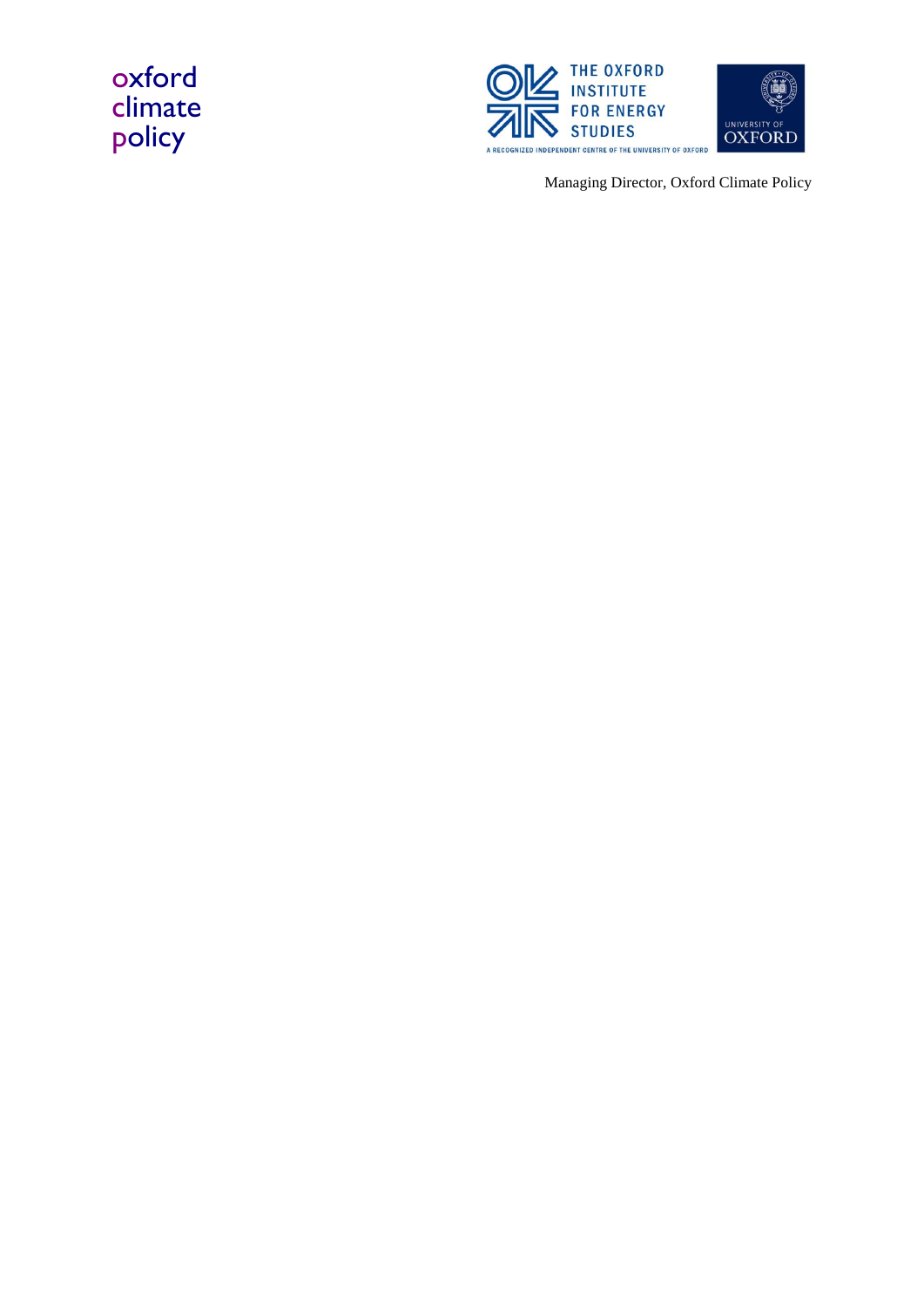oxford
climate
policy

THE OXFORD INSTITUTE FOR ENERGY STUDIES

A RECOGNIZED INDEPENDENT CENTRE OF THE UNIVERSITY OF OXFORD

UNIVERSITY OF OXFORD

Managing Director, Oxford Climate Policy